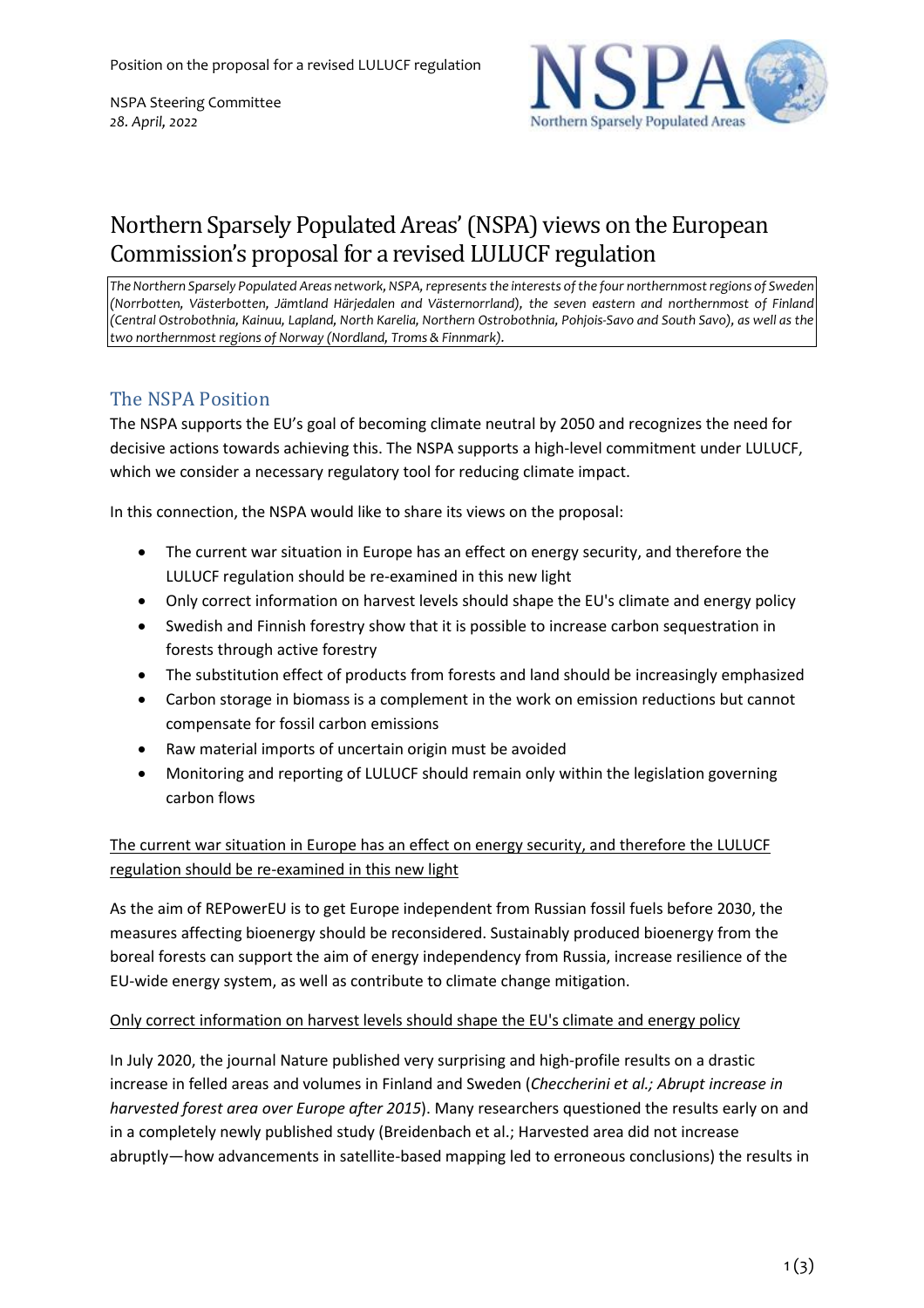Position on the proposal for a revised LULUCF regulation

NSPA Steering Committee
*28. April, 2022*

# Northern Sparsely Populated Areas' (NSPA) views on the European Commission's proposal for a revised LULUCF regulation

*The Northern Sparsely Populated Areas network, NSPA, represents the interests of the four northernmost regions of Sweden (Norrbotten, Västerbotten, Jämtland Härjedalen and Västernorrland), the seven eastern and northernmost of Finland (Central Ostrobothnia, Kainuu, Lapland, North Karelia, Northern Ostrobothnia, Pohjois-Savo and South Savo), as well as the two northernmost regions of Norway (Nordland, Troms & Finnmark).*

## The NSPA Position

The NSPA supports the EU's goal of becoming climate neutral by 2050 and recognizes the need for decisive actions towards achieving this. The NSPA supports a high-level commitment under LULUCF, which we consider a necessary regulatory tool for reducing climate impact.

In this connection, the NSPA would like to share its views on the proposal:

- The current war situation in Europe has an effect on energy security, and therefore the LULUCF regulation should be re-examined in this new light
- Only correct information on harvest levels should shape the EU's climate and energy policy
- Swedish and Finnish forestry show that it is possible to increase carbon sequestration in forests through active forestry
- The substitution effect of products from forests and land should be increasingly emphasized
- Carbon storage in biomass is a complement in the work on emission reductions but cannot compensate for fossil carbon emissions
- Raw material imports of uncertain origin must be avoided
- Monitoring and reporting of LULUCF should remain only within the legislation governing carbon flows

<u>The current war situation in Europe has an effect on energy security, and therefore the LULUCF regulation should be re-examined in this new light</u>

As the aim of REPowerEU is to get Europe independent from Russian fossil fuels before 2030, the measures affecting bioenergy should be reconsidered. Sustainably produced bioenergy from the boreal forests can support the aim of energy independency from Russia, increase resilience of the EU-wide energy system, as well as contribute to climate change mitigation.

<u>Only correct information on harvest levels should shape the EU's climate and energy policy</u>

In July 2020, the journal Nature published very surprising and high-profile results on a drastic increase in felled areas and volumes in Finland and Sweden (*Checcherini et al.; Abrupt increase in harvested forest area over Europe after 2015*). Many researchers questioned the results early on and in a completely newly published study (Breidenbach et al.; Harvested area did not increase abruptly—how advancements in satellite-based mapping led to erroneous conclusions) the results in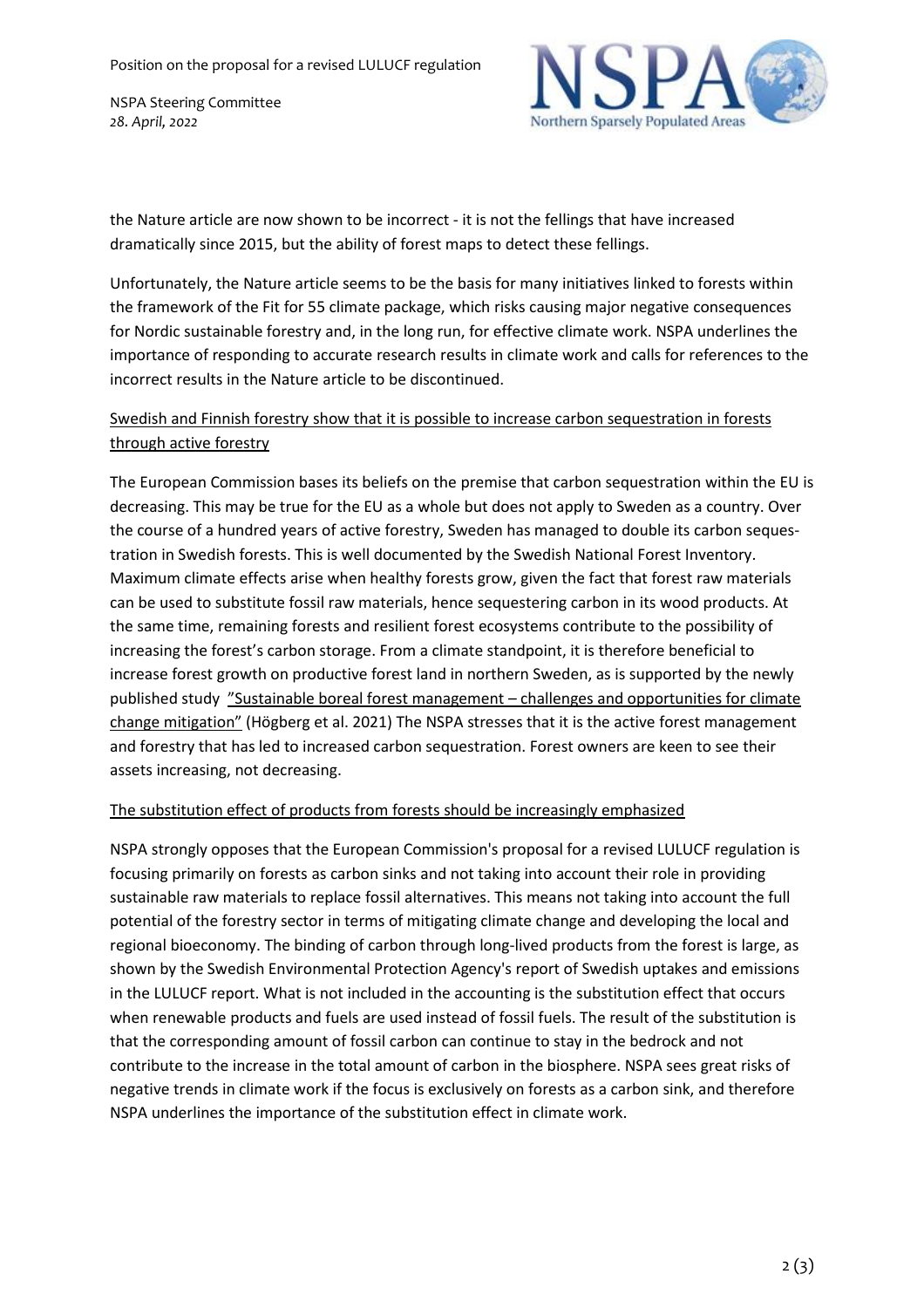the Nature article are now shown to be incorrect - it is not the fellings that have increased dramatically since 2015, but the ability of forest maps to detect these fellings.

Unfortunately, the Nature article seems to be the basis for many initiatives linked to forests within the framework of the Fit for 55 climate package, which risks causing major negative consequences for Nordic sustainable forestry and, in the long run, for effective climate work. NSPA underlines the importance of responding to accurate research results in climate work and calls for references to the incorrect results in the Nature article to be discontinued.

Swedish and Finnish forestry show that it is possible to increase carbon sequestration in forests through active forestry

The European Commission bases its beliefs on the premise that carbon sequestration within the EU is decreasing. This may be true for the EU as a whole but does not apply to Sweden as a country. Over the course of a hundred years of active forestry, Sweden has managed to double its carbon sequestration in Swedish forests. This is well documented by the Swedish National Forest Inventory. Maximum climate effects arise when healthy forests grow, given the fact that forest raw materials can be used to substitute fossil raw materials, hence sequestering carbon in its wood products. At the same time, remaining forests and resilient forest ecosystems contribute to the possibility of increasing the forest's carbon storage. From a climate standpoint, it is therefore beneficial to increase forest growth on productive forest land in northern Sweden, as is supported by the newly published study "Sustainable boreal forest management – challenges and opportunities for climate change mitigation" (Högberg et al. 2021) The NSPA stresses that it is the active forest management and forestry that has led to increased carbon sequestration. Forest owners are keen to see their assets increasing, not decreasing.

The substitution effect of products from forests should be increasingly emphasized

NSPA strongly opposes that the European Commission's proposal for a revised LULUCF regulation is focusing primarily on forests as carbon sinks and not taking into account their role in providing sustainable raw materials to replace fossil alternatives. This means not taking into account the full potential of the forestry sector in terms of mitigating climate change and developing the local and regional bioeconomy. The binding of carbon through long-lived products from the forest is large, as shown by the Swedish Environmental Protection Agency's report of Swedish uptakes and emissions in the LULUCF report. What is not included in the accounting is the substitution effect that occurs when renewable products and fuels are used instead of fossil fuels. The result of the substitution is that the corresponding amount of fossil carbon can continue to stay in the bedrock and not contribute to the increase in the total amount of carbon in the biosphere. NSPA sees great risks of negative trends in climate work if the focus is exclusively on forests as a carbon sink, and therefore NSPA underlines the importance of the substitution effect in climate work.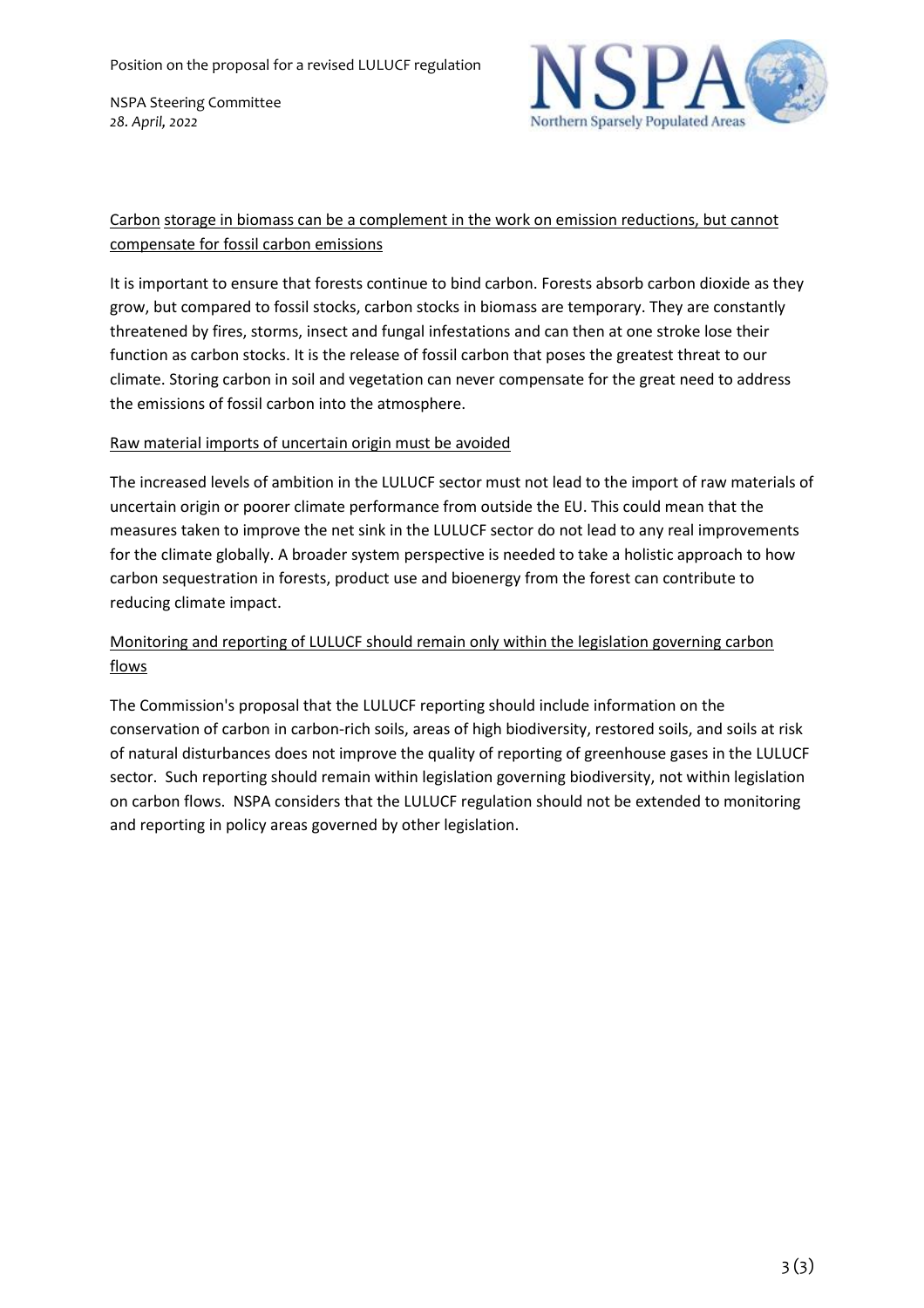Carbon storage in biomass can be a complement in the work on emission reductions, but cannot compensate for fossil carbon emissions

It is important to ensure that forests continue to bind carbon. Forests absorb carbon dioxide as they grow, but compared to fossil stocks, carbon stocks in biomass are temporary. They are constantly threatened by fires, storms, insect and fungal infestations and can then at one stroke lose their function as carbon stocks. It is the release of fossil carbon that poses the greatest threat to our climate. Storing carbon in soil and vegetation can never compensate for the great need to address the emissions of fossil carbon into the atmosphere.

Raw material imports of uncertain origin must be avoided

The increased levels of ambition in the LULUCF sector must not lead to the import of raw materials of uncertain origin or poorer climate performance from outside the EU. This could mean that the measures taken to improve the net sink in the LULUCF sector do not lead to any real improvements for the climate globally. A broader system perspective is needed to take a holistic approach to how carbon sequestration in forests, product use and bioenergy from the forest can contribute to reducing climate impact.

Monitoring and reporting of LULUCF should remain only within the legislation governing carbon flows

The Commission's proposal that the LULUCF reporting should include information on the conservation of carbon in carbon-rich soils, areas of high biodiversity, restored soils, and soils at risk of natural disturbances does not improve the quality of reporting of greenhouse gases in the LULUCF sector. Such reporting should remain within legislation governing biodiversity, not within legislation on carbon flows. NSPA considers that the LULUCF regulation should not be extended to monitoring and reporting in policy areas governed by other legislation.